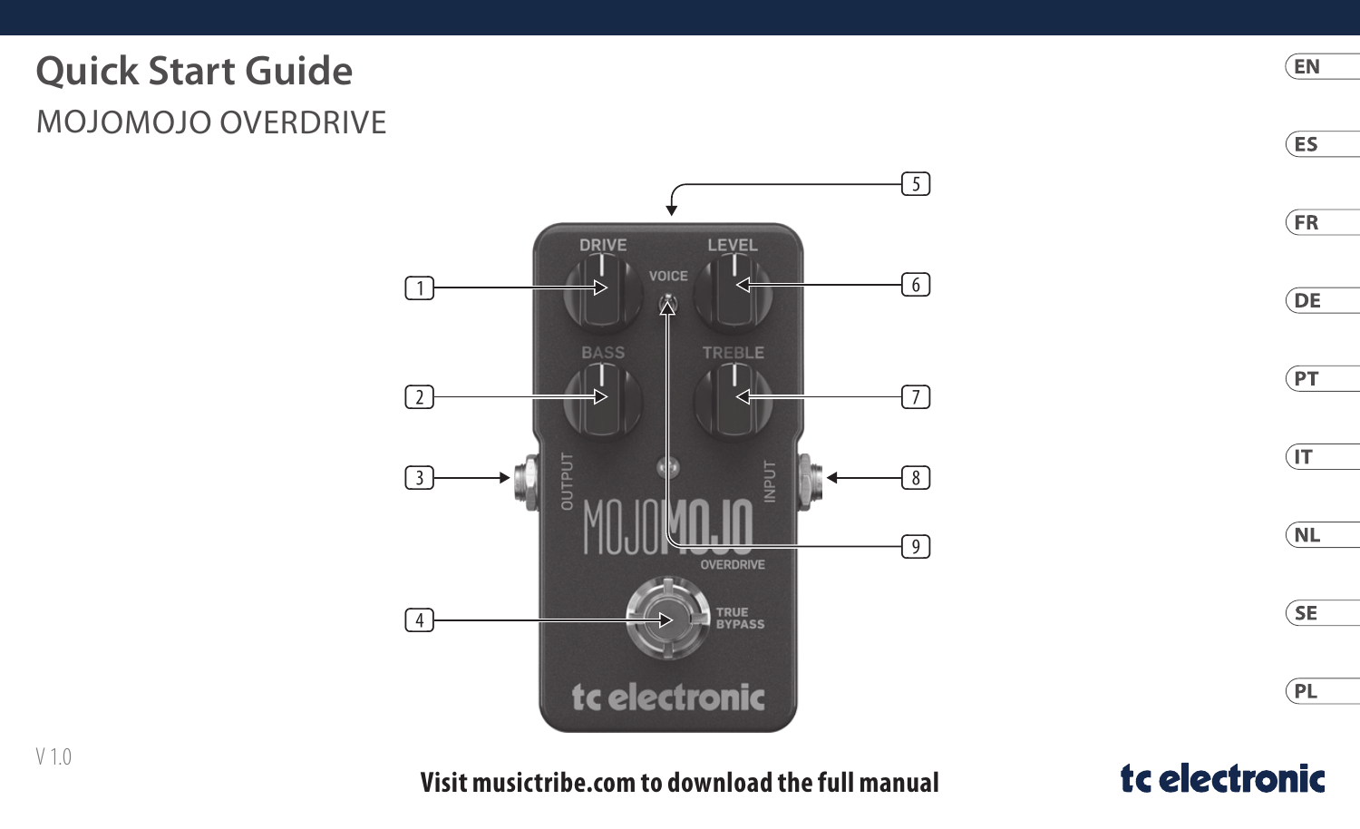# Quick Start Guide

MOJOMOJO OVERDRIVE

V 1.0

**Visit musictribe.com to download the full manual**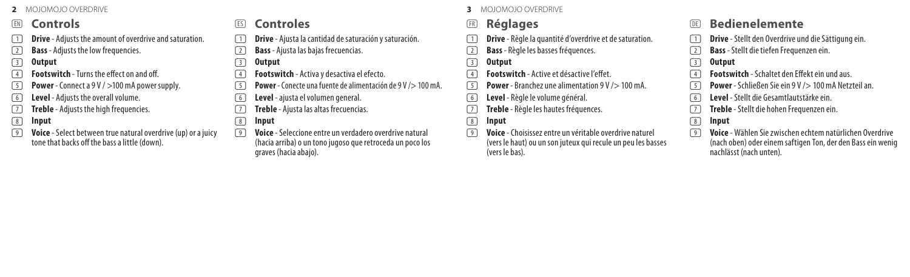## EN Controls

1. **Drive** - Adjusts the amount of overdrive and saturation.
2. **Bass** - Adjusts the low frequencies.
3. **Output**
4. **Footswitch** - Turns the effect on and off.
5. **Power** - Connect a 9 V / >100 mA power supply.
6. **Level** - Adjusts the overall volume.
7. **Treble** - Adjusts the high frequencies.
8. **Input**
9. **Voice** - Select between true natural overdrive (up) or a juicy tone that backs off the bass a little (down).

## ES Controles

1. **Drive** - Ajusta la cantidad de saturación y saturación.
2. **Bass** - Ajusta las bajas frecuencias.
3. **Output**
4. **Footswitch** - Activa y desactiva el efecto.
5. **Power** - Conecte una fuente de alimentación de 9 V /> 100 mA.
6. **Level** - ajusta el volumen general.
7. **Treble** - Ajusta las altas frecuencias.
8. **Input**
9. **Voice** - Seleccione entre un verdadero overdrive natural (hacia arriba) o un tono jugoso que retroceda un poco los graves (hacia abajo).

## FR Réglages

1. **Drive** - Règle la quantité d'overdrive et de saturation.
2. **Bass** - Règle les basses fréquences.
3. **Output**
4. **Footswitch** - Active et désactive l'effet.
5. **Power** - Branchez une alimentation 9 V /> 100 mA.
6. **Level** - Règle le volume général.
7. **Treble** - Règle les hautes fréquences.
8. **Input**
9. **Voice** - Choisissez entre un véritable overdrive naturel (vers le haut) ou un son juteux qui recule un peu les basses (vers le bas).

## DE Bedienelemente

1. **Drive** - Stellt den Overdrive und die Sättigung ein.
2. **Bass** - Stellt die tiefen Frequenzen ein.
3. **Output**
4. **Footswitch** - Schaltet den Effekt ein und aus.
5. **Power** - Schließen Sie ein 9 V /> 100 mA Netzteil an.
6. **Level** - Stellt die Gesamtlautstärke ein.
7. **Treble** - Stellt die hohen Frequenzen ein.
8. **Input**
9. **Voice** - Wählen Sie zwischen echtem natürlichen Overdrive (nach oben) oder einem saftigen Ton, der den Bass ein wenig nachlässt (nach unten).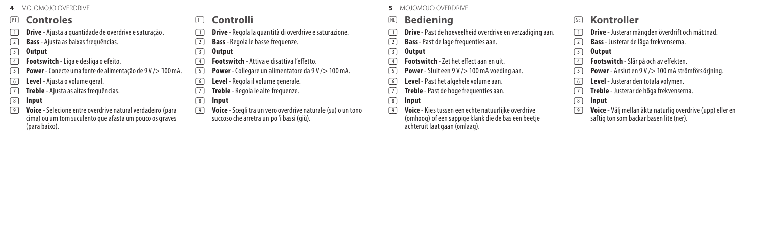## PT Controles

1. **Drive** - Ajusta a quantidade de overdrive e saturação.
2. **Bass** - Ajusta as baixas frequências.
3. **Output**
4. **Footswitch** - Liga e desliga o efeito.
5. **Power** - Conecte uma fonte de alimentação de 9 V /> 100 mA.
6. **Level** - Ajusta o volume geral.
7. **Treble** - Ajusta as altas frequências.
8. **Input**
9. **Voice** - Selecione entre overdrive natural verdadeiro (para cima) ou um tom suculento que afasta um pouco os graves (para baixo).

## IT Controlli

1. **Drive** - Regola la quantità di overdrive e saturazione.
2. **Bass** - Regola le basse frequenze.
3. **Output**
4. **Footswitch** - Attiva e disattiva l'effetto.
5. **Power** - Collegare un alimentatore da 9 V /> 100 mA.
6. **Level** - Regola il volume generale.
7. **Treble** - Regola le alte frequenze.
8. **Input**
9. **Voice** - Scegli tra un vero overdrive naturale (su) o un tono succoso che arretra un po 'i bassi (giù).

## NL Bediening

1. **Drive** - Past de hoeveelheid overdrive en verzadiging aan.
2. **Bass** - Past de lage frequenties aan.
3. **Output**
4. **Footswitch** - Zet het effect aan en uit.
5. **Power** - Sluit een 9 V /> 100 mA voeding aan.
6. **Level** - Past het algehele volume aan.
7. **Treble** - Past de hoge frequenties aan.
8. **Input**
9. **Voice** - Kies tussen een echte natuurlijke overdrive (omhoog) of een sappige klank die de bas een beetje achteruit laat gaan (omlaag).

## SE Kontroller

1. **Drive** - Justerar mängden överdrift och mättnad.
2. **Bass** - Justerar de låga frekvenserna.
3. **Output**
4. **Footswitch** - Slår på och av effekten.
5. **Power** - Anslut en 9 V /> 100 mA strömförsörjning.
6. **Level** - Justerar den totala volymen.
7. **Treble** - Justerar de höga frekvenserna.
8. **Input**
9. **Voice** - Välj mellan äkta naturlig overdrive (upp) eller en saftig ton som backar basen lite (ner).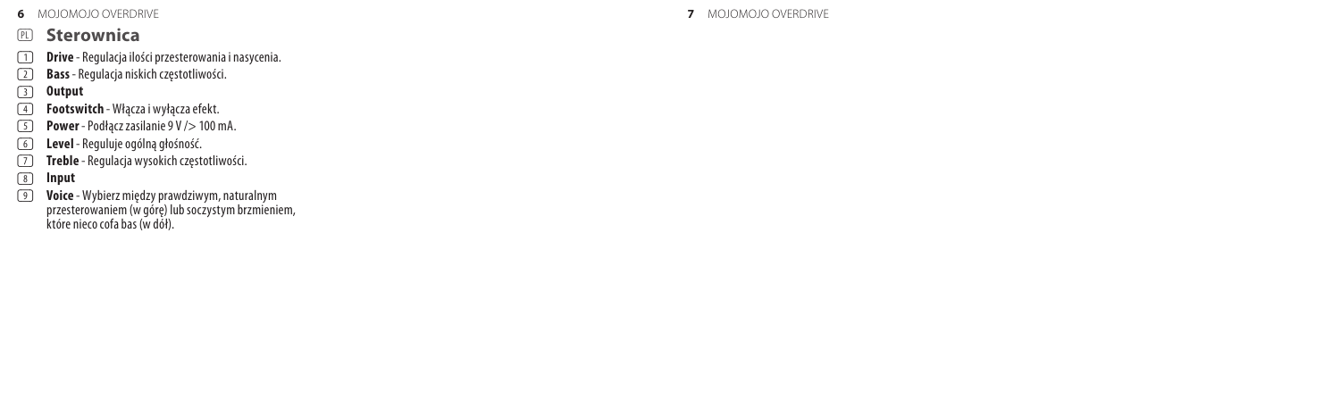## (PL) Sterownica

1. **Drive** - Regulacja ilości przesterowania i nasycenia.
2. **Bass** - Regulacja niskich częstotliwości.
3. **Output**
4. **Footswitch** - Włącza i wyłącza efekt.
5. **Power** - Podłącz zasilanie 9 V /> 100 mA.
6. **Level** - Reguluje ogólną głośność.
7. **Treble** - Regulacja wysokich częstotliwości.
8. **Input**
9. **Voice** - Wybierz między prawdziwym, naturalnym przesterowaniem (w górę) lub soczystym brzmieniem, które nieco cofa bas (w dół).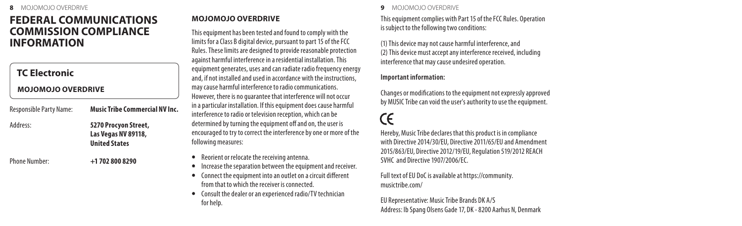# FEDERAL COMMUNICATIONS COMMISSION COMPLIANCE INFORMATION

## TC Electronic

### MOJOMOJO OVERDRIVE

| | |
|---|---|
| Responsible Party Name: | **Music Tribe Commercial NV Inc.** |
| Address: | **5270 Procyon Street, Las Vegas NV 89118, United States** |
| Phone Number: | **+1 702 800 8290** |

### MOJOMOJO OVERDRIVE

This equipment has been tested and found to comply with the limits for a Class B digital device, pursuant to part 15 of the FCC Rules. These limits are designed to provide reasonable protection against harmful interference in a residential installation. This equipment generates, uses and can radiate radio frequency energy and, if not installed and used in accordance with the instructions, may cause harmful interference to radio communications. However, there is no guarantee that interference will not occur in a particular installation. If this equipment does cause harmful interference to radio or television reception, which can be determined by turning the equipment off and on, the user is encouraged to try to correct the interference by one or more of the following measures:

- Reorient or relocate the receiving antenna.
- Increase the separation between the equipment and receiver.
- Connect the equipment into an outlet on a circuit different from that to which the receiver is connected.
- Consult the dealer or an experienced radio/TV technician for help.

This equipment complies with Part 15 of the FCC Rules. Operation is subject to the following two conditions:

(1) This device may not cause harmful interference, and
(2) This device must accept any interference received, including interference that may cause undesired operation.

**Important information:**

Changes or modifications to the equipment not expressly approved by MUSIC Tribe can void the user's authority to use the equipment.

CE

Hereby, Music Tribe declares that this product is in compliance with Directive 2014/30/EU, Directive 2011/65/EU and Amendment 2015/863/EU, Directive 2012/19/EU, Regulation 519/2012 REACH SVHC and Directive 1907/2006/EC.

Full text of EU DoC is available at https://community.musictribe.com/

EU Representative: Music Tribe Brands DK A/S
Address: Ib Spang Olsens Gade 17, DK - 8200 Aarhus N, Denmark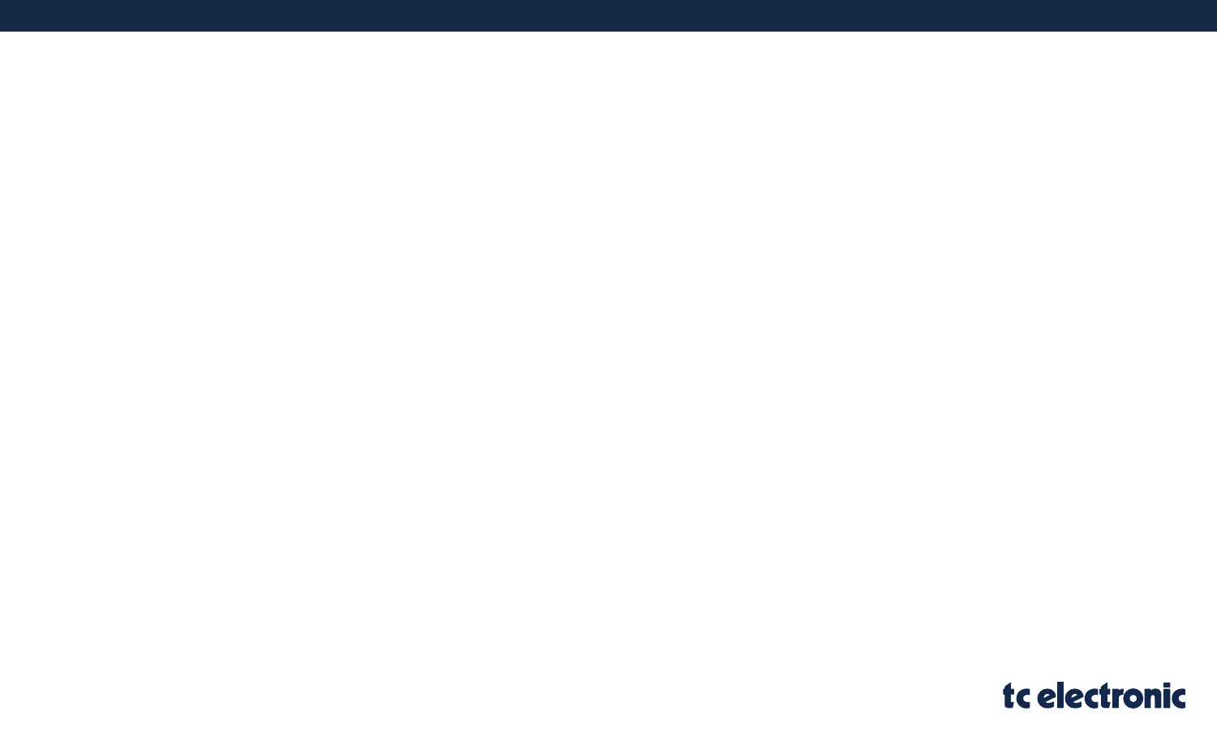tc electronic